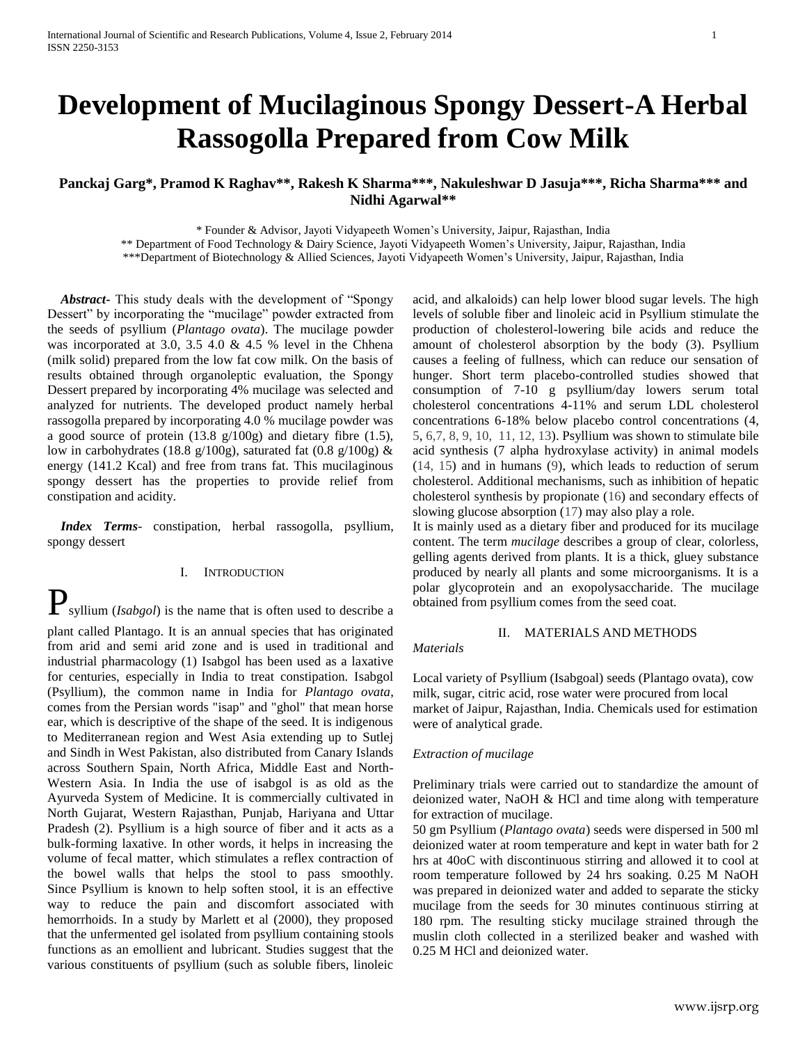# Development of Mucilaginous Spongy Dessert-A Herbal Rassogolla Prepared from Cow Milk

**Panckaj Garg\*, Pramod K Raghav\*\*, Rakesh K Sharma\*\*\*, Nakuleshwar D Jasuja\*\*\*, Richa Sharma\*\*\* and Nidhi Agarwal\*\***

\* Founder & Advisor, Jayoti Vidyapeeth Women's University, Jaipur, Rajasthan, India
\*\* Department of Food Technology & Dairy Science, Jayoti Vidyapeeth Women's University, Jaipur, Rajasthan, India
\*\*\*Department of Biotechnology & Allied Sciences, Jayoti Vidyapeeth Women's University, Jaipur, Rajasthan, India

***Abstract*-** This study deals with the development of "Spongy Dessert" by incorporating the "mucilage" powder extracted from the seeds of psyllium (*Plantago ovata*). The mucilage powder was incorporated at 3.0, 3.5 4.0 & 4.5 % level in the Chhena (milk solid) prepared from the low fat cow milk. On the basis of results obtained through organoleptic evaluation, the Spongy Dessert prepared by incorporating 4% mucilage was selected and analyzed for nutrients. The developed product namely herbal rassogolla prepared by incorporating 4.0 % mucilage powder was a good source of protein (13.8 g/100g) and dietary fibre (1.5), low in carbohydrates (18.8 g/100g), saturated fat (0.8 g/100g) & energy (141.2 Kcal) and free from trans fat. This mucilaginous spongy dessert has the properties to provide relief from constipation and acidity.

***Index Terms*-** constipation, herbal rassogolla, psyllium, spongy dessert

## I. Introduction

Psyllium (*Isabgol*) is the name that is often used to describe a plant called Plantago. It is an annual species that has originated from arid and semi arid zone and is used in traditional and industrial pharmacology (1) Isabgol has been used as a laxative for centuries, especially in India to treat constipation. Isabgol (Psyllium), the common name in India for *Plantago ovata*, comes from the Persian words "isap" and "ghol" that mean horse ear, which is descriptive of the shape of the seed. It is indigenous to Mediterranean region and West Asia extending up to Sutlej and Sindh in West Pakistan, also distributed from Canary Islands across Southern Spain, North Africa, Middle East and North-Western Asia. In India the use of isabgol is as old as the Ayurveda System of Medicine. It is commercially cultivated in North Gujarat, Western Rajasthan, Punjab, Hariyana and Uttar Pradesh (2). Psyllium is a high source of fiber and it acts as a bulk-forming laxative. In other words, it helps in increasing the volume of fecal matter, which stimulates a reflex contraction of the bowel walls that helps the stool to pass smoothly. Since Psyllium is known to help soften stool, it is an effective way to reduce the pain and discomfort associated with hemorrhoids. In a study by Marlett et al (2000), they proposed that the unfermented gel isolated from psyllium containing stools functions as an emollient and lubricant. Studies suggest that the various constituents of psyllium (such as soluble fibers, linoleic acid, and alkaloids) can help lower blood sugar levels. The high levels of soluble fiber and linoleic acid in Psyllium stimulate the production of cholesterol-lowering bile acids and reduce the amount of cholesterol absorption by the body (3). Psyllium causes a feeling of fullness, which can reduce our sensation of hunger. Short term placebo-controlled studies showed that consumption of 7-10 g psyllium/day lowers serum total cholesterol concentrations 4-11% and serum LDL cholesterol concentrations 6-18% below placebo control concentrations (4, 5, 6,7, 8, 9, 10, 11, 12, 13). Psyllium was shown to stimulate bile acid synthesis (7 alpha hydroxylase activity) in animal models (14, 15) and in humans (9), which leads to reduction of serum cholesterol. Additional mechanisms, such as inhibition of hepatic cholesterol synthesis by propionate (16) and secondary effects of slowing glucose absorption (17) may also play a role.

It is mainly used as a dietary fiber and produced for its mucilage content. The term *mucilage* describes a group of clear, colorless, gelling agents derived from plants. It is a thick, gluey substance produced by nearly all plants and some microorganisms. It is a polar glycoprotein and an exopolysaccharide. The mucilage obtained from psyllium comes from the seed coat.

## II. Materials and Methods

*Materials*

Local variety of Psyllium (Isabgoal) seeds (Plantago ovata), cow milk, sugar, citric acid, rose water were procured from local market of Jaipur, Rajasthan, India. Chemicals used for estimation were of analytical grade.

*Extraction of mucilage*

Preliminary trials were carried out to standardize the amount of deionized water, NaOH & HCl and time along with temperature for extraction of mucilage.

50 gm Psyllium (*Plantago ovata*) seeds were dispersed in 500 ml deionized water at room temperature and kept in water bath for 2 hrs at 40oC with discontinuous stirring and allowed it to cool at room temperature followed by 24 hrs soaking. 0.25 M NaOH was prepared in deionized water and added to separate the sticky mucilage from the seeds for 30 minutes continuous stirring at 180 rpm. The resulting sticky mucilage strained through the muslin cloth collected in a sterilized beaker and washed with 0.25 M HCl and deionized water.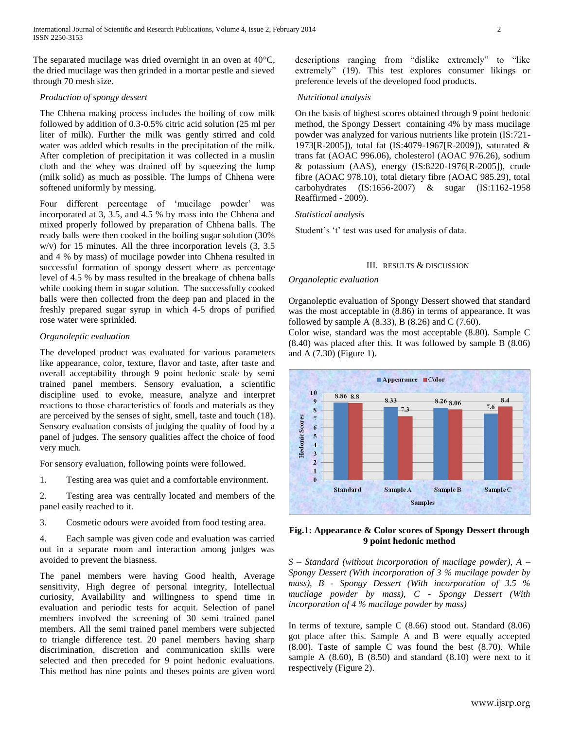The separated mucilage was dried overnight in an oven at 40°C, the dried mucilage was then grinded in a mortar pestle and sieved through 70 mesh size.

*Production of spongy dessert*

The Chhena making process includes the boiling of cow milk followed by addition of 0.3-0.5% citric acid solution (25 ml per liter of milk). Further the milk was gently stirred and cold water was added which results in the precipitation of the milk. After completion of precipitation it was collected in a muslin cloth and the whey was drained off by squeezing the lump (milk solid) as much as possible. The lumps of Chhena were softened uniformly by messing.

Four different percentage of 'mucilage powder' was incorporated at 3, 3.5, and 4.5 % by mass into the Chhena and mixed properly followed by preparation of Chhena balls. The ready balls were then cooked in the boiling sugar solution (30% w/v) for 15 minutes. All the three incorporation levels (3, 3.5 and 4 % by mass) of mucilage powder into Chhena resulted in successful formation of spongy dessert where as percentage level of 4.5 % by mass resulted in the breakage of chhena balls while cooking them in sugar solution. The successfully cooked balls were then collected from the deep pan and placed in the freshly prepared sugar syrup in which 4-5 drops of purified rose water were sprinkled.

*Organoleptic evaluation*

The developed product was evaluated for various parameters like appearance, color, texture, flavor and taste, after taste and overall acceptability through 9 point hedonic scale by semi trained panel members. Sensory evaluation, a scientific discipline used to evoke, measure, analyze and interpret reactions to those characteristics of foods and materials as they are perceived by the senses of sight, smell, taste and touch (18). Sensory evaluation consists of judging the quality of food by a panel of judges. The sensory qualities affect the choice of food very much.

For sensory evaluation, following points were followed.

1. Testing area was quiet and a comfortable environment.

2. Testing area was centrally located and members of the panel easily reached to it.

3. Cosmetic odours were avoided from food testing area.

4. Each sample was given code and evaluation was carried out in a separate room and interaction among judges was avoided to prevent the biasness.

The panel members were having Good health, Average sensitivity, High degree of personal integrity, Intellectual curiosity, Availability and willingness to spend time in evaluation and periodic tests for acquit. Selection of panel members involved the screening of 30 semi trained panel members. All the semi trained panel members were subjected to triangle difference test. 20 panel members having sharp discrimination, discretion and communication skills were selected and then preceded for 9 point hedonic evaluations. This method has nine points and theses points are given word descriptions ranging from "dislike extremely" to "like extremely" (19). This test explores consumer likings or preference levels of the developed food products.

*Nutritional analysis*

On the basis of highest scores obtained through 9 point hedonic method, the Spongy Dessert containing 4% by mass mucilage powder was analyzed for various nutrients like protein (IS:721-1973[R-2005]), total fat (IS:4079-1967[R-2009]), saturated & trans fat (AOAC 996.06), cholesterol (AOAC 976.26), sodium & potassium (AAS), energy (IS:8220-1976[R-2005]), crude fibre (AOAC 978.10), total dietary fibre (AOAC 985.29), total carbohydrates (IS:1656-2007) & sugar (IS:1162-1958 Reaffirmed - 2009).

*Statistical analysis*

Student's 't' test was used for analysis of data.

## III. RESULTS & DISCUSSION

*Organoleptic evaluation*

Organoleptic evaluation of Spongy Dessert showed that standard was the most acceptable in (8.86) in terms of appearance. It was followed by sample A (8.33), B (8.26) and C (7.60).
Color wise, standard was the most acceptable (8.80). Sample C (8.40) was placed after this. It was followed by sample B (8.06) and A (7.30) (Figure 1).

| Samples | Appearance | Color |
|---|---|---|
| Standard | 8.86 | 8.8 |
| Sample A | 8.33 | 7.3 |
| Sample B | 8.26 | 8.06 |
| Sample C | 7.6 | 8.4 |

**Fig.1: Appearance & Color scores of Spongy Dessert through 9 point hedonic method**

*S – Standard (without incorporation of mucilage powder), A – Spongy Dessert (With incorporation of 3 % mucilage powder by mass), B - Spongy Dessert (With incorporation of 3.5 % mucilage powder by mass), C - Spongy Dessert (With incorporation of 4 % mucilage powder by mass)*

In terms of texture, sample C (8.66) stood out. Standard (8.06) got place after this. Sample A and B were equally accepted (8.00). Taste of sample C was found the best (8.70). While sample A (8.60), B (8.50) and standard (8.10) were next to it respectively (Figure 2).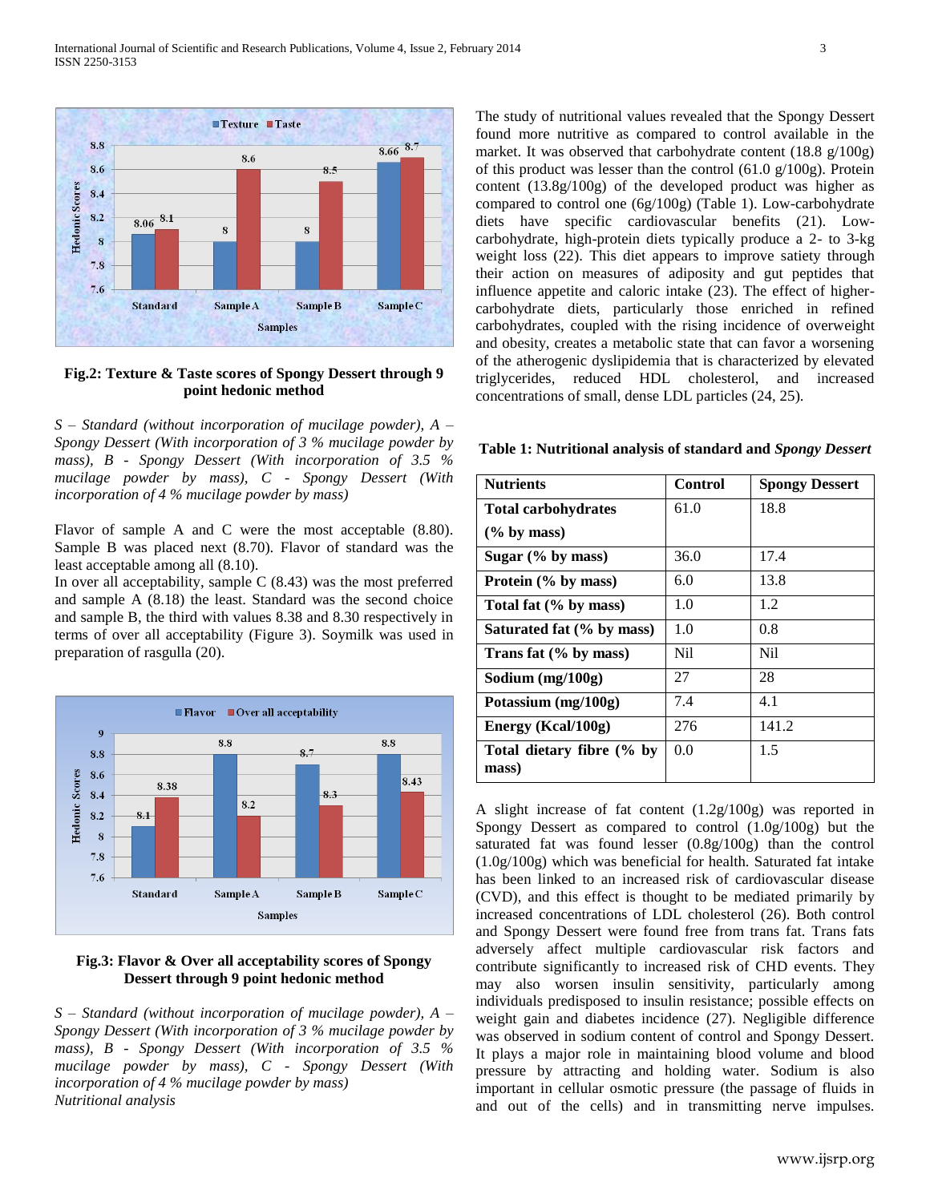**Fig.2: Texture & Taste scores of Spongy Dessert through 9 point hedonic method**

*S – Standard (without incorporation of mucilage powder), A – Spongy Dessert (With incorporation of 3 % mucilage powder by mass), B - Spongy Dessert (With incorporation of 3.5 % mucilage powder by mass), C - Spongy Dessert (With incorporation of 4 % mucilage powder by mass)*

Flavor of sample A and C were the most acceptable (8.80). Sample B was placed next (8.70). Flavor of standard was the least acceptable among all (8.10).

In over all acceptability, sample C (8.43) was the most preferred and sample A (8.18) the least. Standard was the second choice and sample B, the third with values 8.38 and 8.30 respectively in terms of over all acceptability (Figure 3). Soymilk was used in preparation of rasgulla (20).

**Fig.3: Flavor & Over all acceptability scores of Spongy Dessert through 9 point hedonic method**

*S – Standard (without incorporation of mucilage powder), A – Spongy Dessert (With incorporation of 3 % mucilage powder by mass), B - Spongy Dessert (With incorporation of 3.5 % mucilage powder by mass), C - Spongy Dessert (With incorporation of 4 % mucilage powder by mass)*

*Nutritional analysis*

The study of nutritional values revealed that the Spongy Dessert found more nutritive as compared to control available in the market. It was observed that carbohydrate content (18.8 g/100g) of this product was lesser than the control (61.0 g/100g). Protein content (13.8g/100g) of the developed product was higher as compared to control one (6g/100g) (Table 1). Low-carbohydrate diets have specific cardiovascular benefits (21). Low-carbohydrate, high-protein diets typically produce a 2- to 3-kg weight loss (22). This diet appears to improve satiety through their action on measures of adiposity and gut peptides that influence appetite and caloric intake (23). The effect of higher-carbohydrate diets, particularly those enriched in refined carbohydrates, coupled with the rising incidence of overweight and obesity, creates a metabolic state that can favor a worsening of the atherogenic dyslipidemia that is characterized by elevated triglycerides, reduced HDL cholesterol, and increased concentrations of small, dense LDL particles (24, 25).

**Table 1: Nutritional analysis of standard and *Spongy Dessert***

| Nutrients | Control | Spongy Dessert |
|---|---|---|
| Total carbohydrates (% by mass) | 61.0 | 18.8 |
| Sugar (% by mass) | 36.0 | 17.4 |
| Protein (% by mass) | 6.0 | 13.8 |
| Total fat (% by mass) | 1.0 | 1.2 |
| Saturated fat (% by mass) | 1.0 | 0.8 |
| Trans fat (% by mass) | Nil | Nil |
| Sodium (mg/100g) | 27 | 28 |
| Potassium (mg/100g) | 7.4 | 4.1 |
| Energy (Kcal/100g) | 276 | 141.2 |
| Total dietary fibre (% by mass) | 0.0 | 1.5 |

A slight increase of fat content (1.2g/100g) was reported in Spongy Dessert as compared to control (1.0g/100g) but the saturated fat was found lesser (0.8g/100g) than the control (1.0g/100g) which was beneficial for health. Saturated fat intake has been linked to an increased risk of cardiovascular disease (CVD), and this effect is thought to be mediated primarily by increased concentrations of LDL cholesterol (26). Both control and Spongy Dessert were found free from trans fat. Trans fats adversely affect multiple cardiovascular risk factors and contribute significantly to increased risk of CHD events. They may also worsen insulin sensitivity, particularly among individuals predisposed to insulin resistance; possible effects on weight gain and diabetes incidence (27). Negligible difference was observed in sodium content of control and Spongy Dessert. It plays a major role in maintaining blood volume and blood pressure by attracting and holding water. Sodium is also important in cellular osmotic pressure (the passage of fluids in and out of the cells) and in transmitting nerve impulses.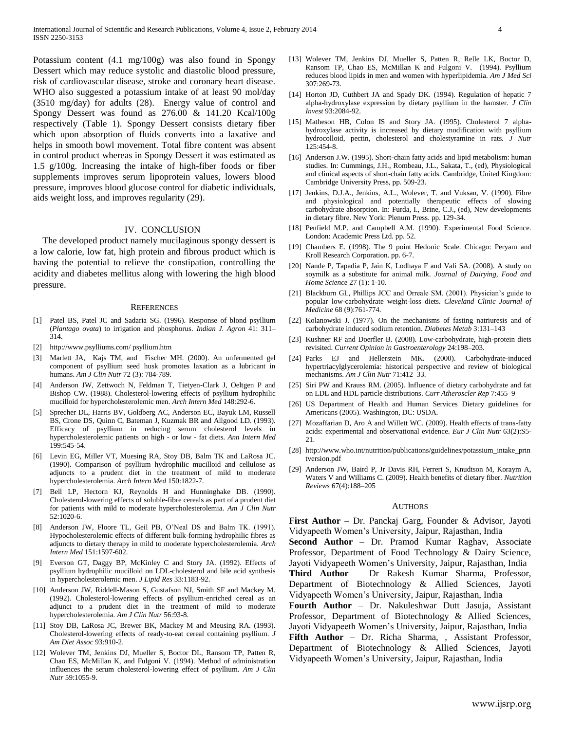Potassium content (4.1 mg/100g) was also found in Spongy Dessert which may reduce systolic and diastolic blood pressure, risk of cardiovascular disease, stroke and coronary heart disease. WHO also suggested a potassium intake of at least 90 mol/day (3510 mg/day) for adults (28). Energy value of control and Spongy Dessert was found as 276.00 & 141.20 Kcal/100g respectively (Table 1). Spongy Dessert consists dietary fiber which upon absorption of fluids converts into a laxative and helps in smooth bowl movement. Total fibre content was absent in control product whereas in Spongy Dessert it was estimated as 1.5 g/100g. Increasing the intake of high-fiber foods or fiber supplements improves serum lipoprotein values, lowers blood pressure, improves blood glucose control for diabetic individuals, aids weight loss, and improves regularity (29).

## IV. Conclusion

The developed product namely mucilaginous spongy dessert is a low calorie, low fat, high protein and fibrous product which is having the potential to relieve the constipation, controlling the acidity and diabetes mellitus along with lowering the high blood pressure.

## References

[1] Patel BS, Patel JC and Sadaria SG. (1996). Response of blond psyllium (*Plantago ovata*) to irrigation and phosphorus. *Indian J. Agron* 41: 311–314.

[2] http://www.psylliums.com/ psyllium.htm

[3] Marlett JA, Kajs TM, and Fischer MH. (2000). An unfermented gel component of psyllium seed husk promotes laxation as a lubricant in humans. *Am J Clin Nutr* 72 (3): 784-789.

[4] Anderson JW, Zettwoch N, Feldman T, Tietyen-Clark J, Oeltgen P and Bishop CW. (1988). Cholesterol-lowering effects of psyllium hydrophilic mucilloid for hypercholesterolemic men. *Arch Intern Med* 148:292-6.

[5] Sprecher DL, Harris BV, Goldberg AC, Anderson EC, Bayuk LM, Russell BS, Crone DS, Quinn C, Bateman J, Kuzmak BR and Allgood LD. (1993). Efficacy of psyllium in reducing serum cholesterol levels in hypercholesterolemic patients on high - or low - fat diets. *Ann Intern Med* 199:545-54.

[6] Levin EG, Miller VT, Muesing RA, Stoy DB, Balm TK and LaRosa JC. (1990). Comparison of psyllium hydrophilic mucilloid and cellulose as adjuncts to a prudent diet in the treatment of mild to moderate hypercholesterolemia. *Arch Intern Med* 150:1822-7.

[7] Bell LP, Hectorn KJ, Reynolds H and Hunninghake DB. (1990). Cholesterol-lowering effects of soluble-fibre cereals as part of a prudent diet for patients with mild to moderate hypercholesterolemia. *Am J Clin Nutr* 52:1020-6.

[8] Anderson JW, Floore TL, Geil PB, O'Neal DS and Balm TK. (1991). Hypocholesterolemic effects of different bulk-forming hydrophilic fibres as adjuncts to dietary therapy in mild to moderate hypercholesterolemia. *Arch Intern Med* 151:1597-602.

[9] Everson GT, Daggy BP, McKinley C and Story JA. (1992). Effects of psyllium hydrophilic mucilloid on LDL-cholesterol and bile acid synthesis in hypercholesterolemic men. *J Lipid Res* 33:1183-92.

[10] Anderson JW, Riddell-Mason S, Gustafson NJ, Smith SF and Mackey M. (1992). Cholesterol-lowering effects of psyllium-enriched cereal as an adjunct to a prudent diet in the treatment of mild to moderate hypercholesterolemia. *Am J Clin Nutr* 56:93-8.

[11] Stoy DB, LaRosa JC, Brewer BK, Mackey M and Meusing RA. (1993). Cholesterol-lowering effects of ready-to-eat cereal containing psyllium. *J Am Diet Assoc* 93:910-2.

[12] Wolever TM, Jenkins DJ, Mueller S, Boctor DL, Ransom TP, Patten R, Chao ES, McMillan K, and Fulgoni V. (1994). Method of administration influences the serum cholesterol-lowering effect of psyllium. *Am J Clin Nutr* 59:1055-9.

[13] Wolever TM, Jenkins DJ, Mueller S, Patten R, Relle LK, Boctor D, Ransom TP, Chao ES, McMillan K and Fulgoni V. (1994). Psyllium reduces blood lipids in men and women with hyperlipidemia. *Am J Med Sci* 307:269-73.

[14] Horton JD, Cuthbert JA and Spady DK. (1994). Regulation of hepatic 7 alpha-hydroxylase expression by dietary psyllium in the hamster. *J Clin Invest* 93:2084-92.

[15] Matheson HB, Colon IS and Story JA. (1995). Cholesterol 7 alpha-hydroxylase activity is increased by dietary modification with psyllium hydrocolloid, pectin, cholesterol and cholestyramine in rats. *J Nutr* 125:454-8.

[16] Anderson J.W. (1995). Short-chain fatty acids and lipid metabolism: human studies. In: Cummings, J.H., Rombeau, J.L., Sakata, T., (ed), Physiological and clinical aspects of short-chain fatty acids. Cambridge, United Kingdom: Cambridge University Press, pp. 509-23.

[17] Jenkins, D.J.A., Jenkins, A.L., Wolever, T. and Vuksan, V. (1990). Fibre and physiological and potentially therapeutic effects of slowing carbohydrate absorption. In: Furda, I., Brine, C.J., (ed), New developments in dietary fibre. New York: Plenum Press. pp. 129-34.

[18] Penfield M.P. and Campbell A.M. (1990). Experimental Food Science. London: Academic Press Ltd. pp. 52.

[19] Chambers E. (1998). The 9 point Hedonic Scale. Chicago: Peryam and Kroll Research Corporation. pp. 6-7.

[20] Nande P, Tapadia P, Jain K, Lodhaya F and Vali SA. (2008). A study on soymilk as a substitute for animal milk. *Journal of Dairying, Food and Home Science* 27 (1): 1-10.

[21] Blackburn GL, Phillips JCC and Orreale SM. (2001). Physician's guide to popular low-carbohydrate weight-loss diets. *Cleveland Clinic Journal of Medicine* 68 (9):761-774.

[22] Kolanowski J. (1977). On the mechanisms of fasting natriuresis and of carbohydrate induced sodium retention. *Diabetes Metab* 3:131–143

[23] Kushner RF and Doerfler B. (2008). Low-carbohydrate, high-protein diets revisited. *Current Opinion in Gastroenterology* 24:198–203.

[24] Parks EJ and Hellerstein MK. (2000). Carbohydrate-induced hypertriacylglycerolemia: historical perspective and review of biological mechanisms. *Am J Clin Nutr* 71:412–33.

[25] Siri PW and Krauss RM. (2005). Influence of dietary carbohydrate and fat on LDL and HDL particle distributions. *Curr Atheroscler Rep* 7:455–9

[26] US Department of Health and Human Services Dietary guidelines for Americans (2005). Washington, DC: USDA.

[27] Mozaffarian D, Aro A and Willett WC. (2009). Health effects of trans-fatty acids: experimental and observational evidence. *Eur J Clin Nutr* 63(2):S5-21.

[28] http://www.who.int/nutrition/publications/guidelines/potassium_intake_printversion.pdf

[29] Anderson JW, Baird P, Jr Davis RH, Ferreri S, Knudtson M, Koraym A, Waters V and Williams C. (2009). Health benefits of dietary fiber. *Nutrition Reviews* 67(4):188–205

## Authors

**First Author** – Dr. Panckaj Garg, Founder & Advisor, Jayoti Vidyapeeth Women's University, Jaipur, Rajasthan, India

**Second Author** – Dr. Pramod Kumar Raghav, Associate Professor, Department of Food Technology & Dairy Science, Jayoti Vidyapeeth Women's University, Jaipur, Rajasthan, India

**Third Author** – Dr Rakesh Kumar Sharma, Professor, Department of Biotechnology & Allied Sciences, Jayoti Vidyapeeth Women's University, Jaipur, Rajasthan, India

**Fourth Author** – Dr. Nakuleshwar Dutt Jasuja, Assistant Professor, Department of Biotechnology & Allied Sciences, Jayoti Vidyapeeth Women's University, Jaipur, Rajasthan, India

**Fifth Author** – Dr. Richa Sharma, , Assistant Professor, Department of Biotechnology & Allied Sciences, Jayoti Vidyapeeth Women's University, Jaipur, Rajasthan, India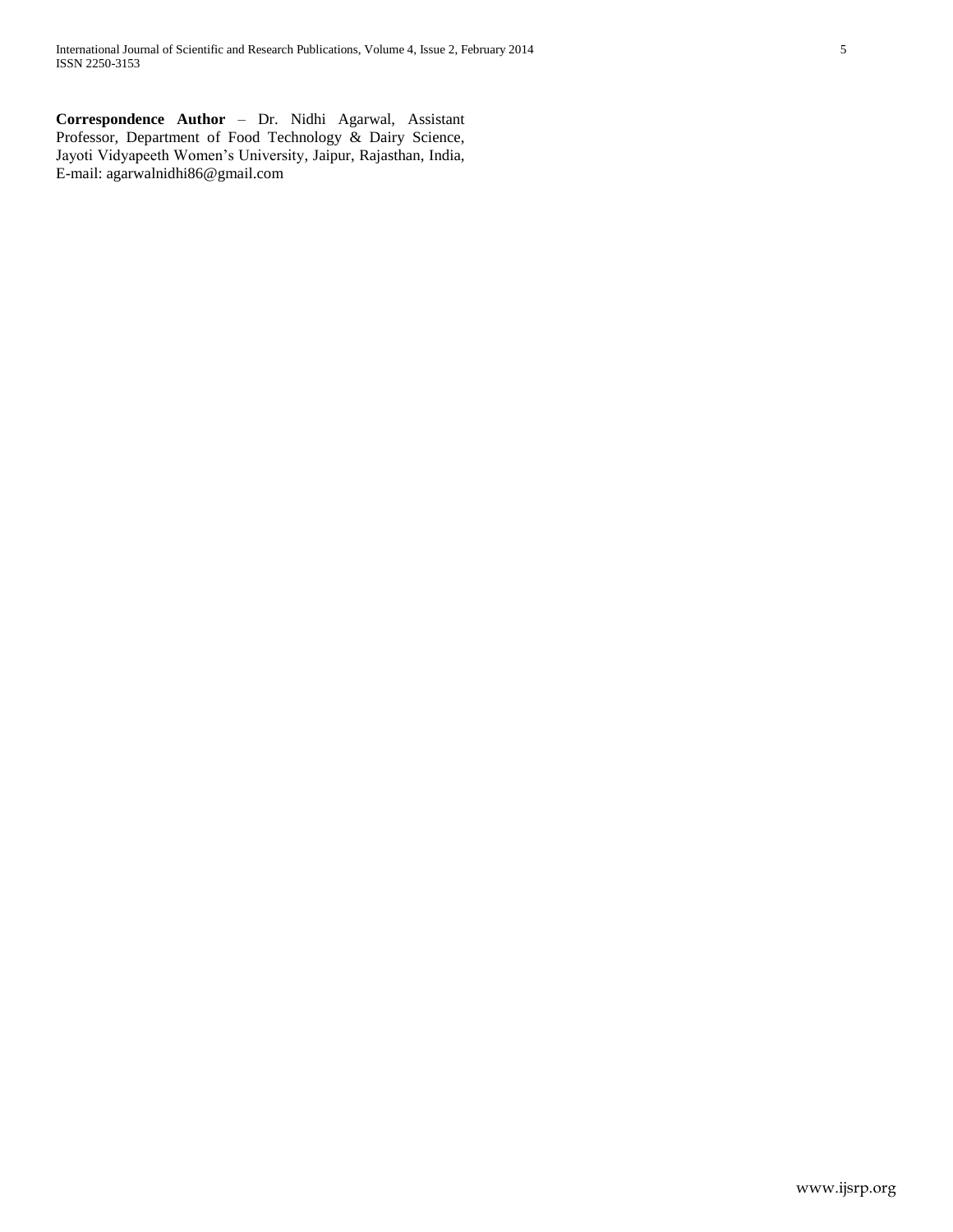**Correspondence Author** – Dr. Nidhi Agarwal, Assistant Professor, Department of Food Technology & Dairy Science, Jayoti Vidyapeeth Women's University, Jaipur, Rajasthan, India, E-mail: agarwalnidhi86@gmail.com